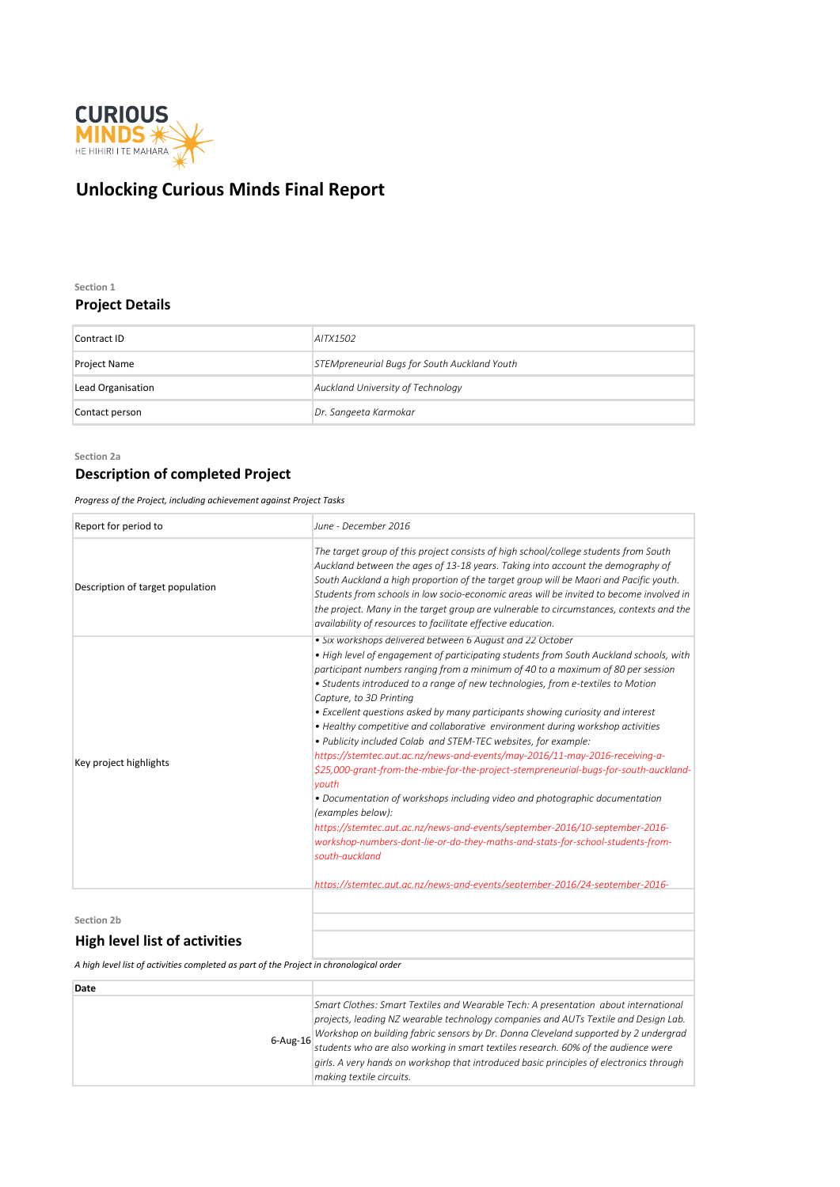CURIOUS MINDS
HE HIHIRI I TE MAHARA

# Unlocking Curious Minds Final Report

Section 1

## Project Details

| | |
|---|---|
| Contract ID | *AITX1502* |
| Project Name | *STEMpreneurial Bugs for South Auckland Youth* |
| Lead Organisation | *Auckland University of Technology* |
| Contact person | *Dr. Sangeeta Karmokar* |

Section 2a

## Description of completed Project

*Progress of the Project, including achievement against Project Tasks*

| | |
|---|---|
| Report for period to | *June - December 2016* |
| Description of target population | *The target group of this project consists of high school/college students from South Auckland between the ages of 13-18 years. Taking into account the demography of South Auckland a high proportion of the target group will be Maori and Pacific youth. Students from schools in low socio-economic areas will be invited to become involved in the project. Many in the target group are vulnerable to circumstances, contexts and the availability of resources to facilitate effective education.* |
| Key project highlights | *• Six workshops delivered between 6 August and 22 October*<br>*• High level of engagement of participating students from South Auckland schools, with participant numbers ranging from a minimum of 40 to a maximum of 80 per session*<br>*• Students introduced to a range of new technologies, from e-textiles to Motion Capture, to 3D Printing*<br>*• Excellent questions asked by many participants showing curiosity and interest*<br>*• Healthy competitive and collaborative environment during workshop activities*<br>*• Publicity included Colab and STEM-TEC websites, for example:*<br>*https://stemtec.aut.ac.nz/news-and-events/may-2016/11-may-2016-receiving-a-$25,000-grant-from-the-mbie-for-the-project-stempreneurial-bugs-for-south-auckland-youth*<br>*• Documentation of workshops including video and photographic documentation (examples below):*<br>*https://stemtec.aut.ac.nz/news-and-events/september-2016/10-september-2016-workshop-numbers-dont-lie-or-do-they-maths-and-stats-for-school-students-from-south-auckland*<br><br>*https://stemtec.aut.ac.nz/news-and-events/september-2016/24-september-2016-* |

Section 2b

## High level list of activities

*A high level list of activities completed as part of the Project in chronological order*

| Date | |
|---|---|
| 6-Aug-16 | *Smart Clothes: Smart Textiles and Wearable Tech: A presentation about international projects, leading NZ wearable technology companies and AUTs Textile and Design Lab. Workshop on building fabric sensors by Dr. Donna Cleveland supported by 2 undergrad students who are also working in smart textiles research. 60% of the audience were girls. A very hands on workshop that introduced basic principles of electronics through making textile circuits.* |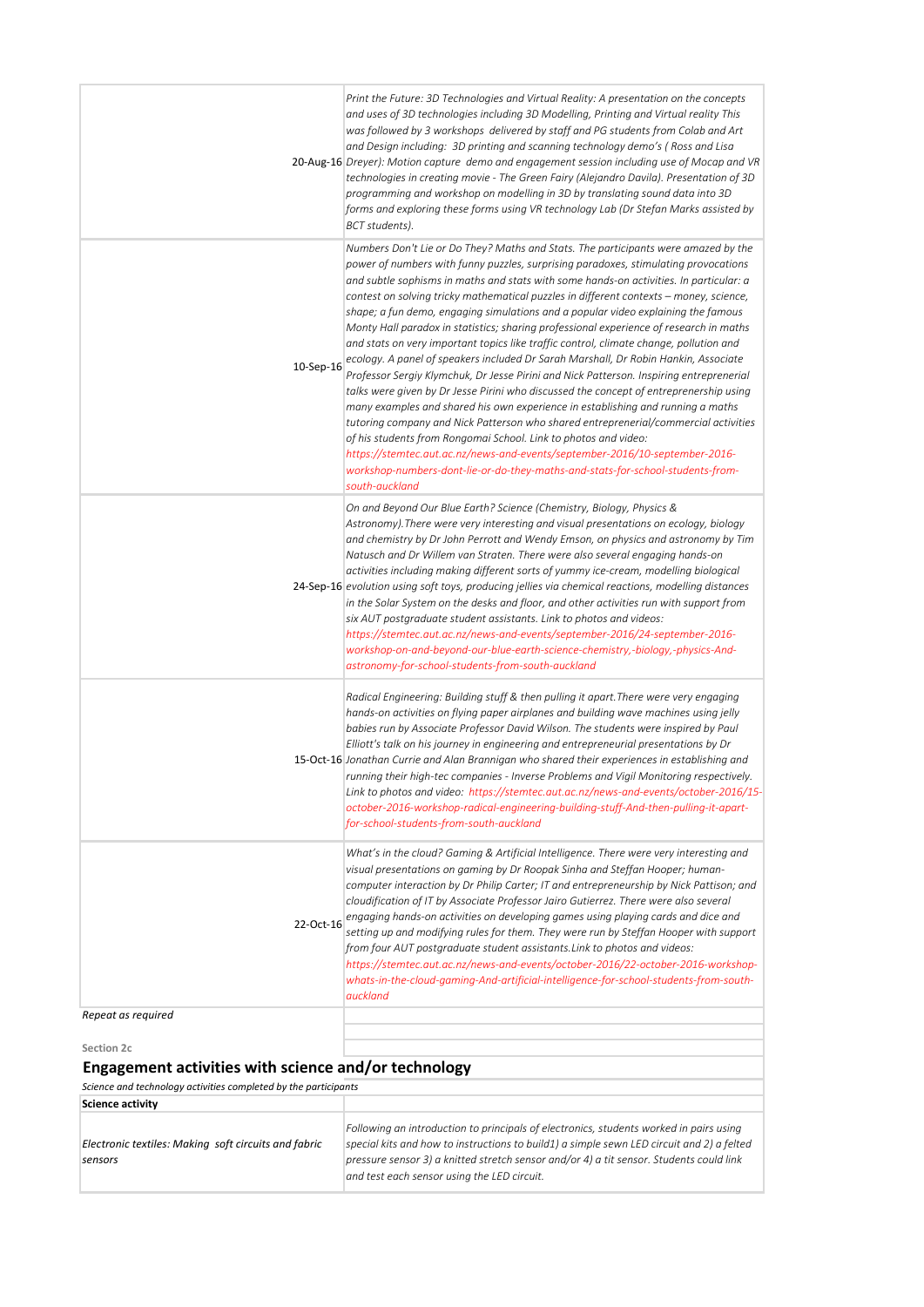| | |
|---|---|
| 20-Aug-16 | *Print the Future: 3D Technologies and Virtual Reality: A presentation on the concepts and uses of 3D technologies including 3D Modelling, Printing and Virtual reality This was followed by 3 workshops delivered by staff and PG students from Colab and Art and Design including: 3D printing and scanning technology demo's ( Ross and Lisa Dreyer): Motion capture demo and engagement session including use of Mocap and VR technologies in creating movie - The Green Fairy (Alejandro Davila). Presentation of 3D programming and workshop on modelling in 3D by translating sound data into 3D forms and exploring these forms using VR technology Lab (Dr Stefan Marks assisted by BCT students).* |
| 10-Sep-16 | *Numbers Don't Lie or Do They? Maths and Stats. The participants were amazed by the power of numbers with funny puzzles, surprising paradoxes, stimulating provocations and subtle sophisms in maths and stats with some hands-on activities. In particular: a contest on solving tricky mathematical puzzles in different contexts – money, science, shape; a fun demo, engaging simulations and a popular video explaining the famous Monty Hall paradox in statistics; sharing professional experience of research in maths and stats on very important topics like traffic control, climate change, pollution and ecology. A panel of speakers included Dr Sarah Marshall, Dr Robin Hankin, Associate Professor Sergiy Klymchuk, Dr Jesse Pirini and Nick Patterson. Inspiring entrepreneurial talks were given by Dr Jesse Pirini who discussed the concept of entrepreneurship using many examples and shared his own experience in establishing and running a maths tutoring company and Nick Patterson who shared entrepreneurial/commercial activities of his students from Rongomai School. Link to photos and video: https://stemtec.aut.ac.nz/news-and-events/september-2016/10-september-2016-workshop-numbers-dont-lie-or-do-they-maths-and-stats-for-school-students-from-south-auckland* |
| 24-Sep-16 | *On and Beyond Our Blue Earth? Science (Chemistry, Biology, Physics & Astronomy).There were very interesting and visual presentations on ecology, biology and chemistry by Dr John Perrott and Wendy Emson, on physics and astronomy by Tim Natusch and Dr Willem van Straten. There were also several engaging hands-on activities including making different sorts of yummy ice-cream, modelling biological evolution using soft toys, producing jellies via chemical reactions, modelling distances in the Solar System on the desks and floor, and other activities run with support from six AUT postgraduate student assistants. Link to photos and videos: https://stemtec.aut.ac.nz/news-and-events/september-2016/24-september-2016-workshop-on-and-beyond-our-blue-earth-science-chemistry,-biology,-physics-And-astronomy-for-school-students-from-south-auckland* |
| 15-Oct-16 | *Radical Engineering: Building stuff & then pulling it apart.There were very engaging hands-on activities on flying paper airplanes and building wave machines using jelly babies run by Associate Professor David Wilson. The students were inspired by Paul Elliott's talk on his journey in engineering and entrepreneurial presentations by Dr Jonathan Currie and Alan Brannigan who shared their experiences in establishing and running their high-tec companies - Inverse Problems and Vigil Monitoring respectively. Link to photos and video: https://stemtec.aut.ac.nz/news-and-events/october-2016/15-october-2016-workshop-radical-engineering-building-stuff-And-then-pulling-it-apart-for-school-students-from-south-auckland* |
| 22-Oct-16 | *What's in the cloud? Gaming & Artificial Intelligence. There were very interesting and visual presentations on gaming by Dr Roopak Sinha and Steffan Hooper; human-computer interaction by Dr Philip Carter; IT and entrepreneurship by Nick Pattison; and cloudification of IT by Associate Professor Jairo Gutierrez. There were also several engaging hands-on activities on developing games using playing cards and dice and setting up and modifying rules for them. They were run by Steffan Hooper with support from four AUT postgraduate student assistants.Link to photos and videos: https://stemtec.aut.ac.nz/news-and-events/october-2016/22-october-2016-workshop-whats-in-the-cloud-gaming-And-artificial-intelligence-for-school-students-from-south-auckland* |
| *Repeat as required* | |

Section 2c

## Engagement activities with science and/or technology

*Science and technology activities completed by the participants*

| **Science activity** | |
|---|---|
| *Electronic textiles: Making soft circuits and fabric sensors* | *Following an introduction to principals of electronics, students worked in pairs using special kits and how to instructions to build1) a simple sewn LED circuit and 2) a felted pressure sensor 3) a knitted stretch sensor and/or 4) a tit sensor. Students could link and test each sensor using the LED circuit.* |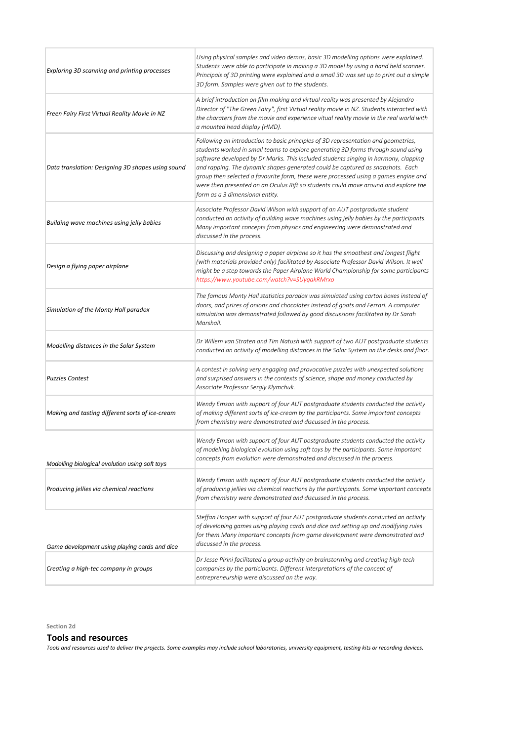| | |
|---|---|
| *Exploring 3D scanning and printing processes* | *Using physical samples and video demos, basic 3D modelling options were explained. Students were able to participate in making a 3D model by using a hand held scanner. Principals of 3D printing were explained and a small 3D was set up to print out a simple 3D form. Samples were given out to the students.* |
| *Freen Fairy First Virtual Reality Movie in NZ* | *A brief introduction on film making and virtual reality was presented by Alejandro - Director of "The Green Fairy", first Virtual reality movie in NZ. Students interacted with the charaters from the movie and experience vitual reality movie in the real world with a mounted head display (HMD).* |
| *Data translation: Designing 3D shapes using sound* | *Following an introduction to basic principles of 3D representation and geometries, students worked in small teams to explore generating 3D forms through sound using software developed by Dr Marks. This included students singing in harmony, clapping and rapping. The dynamic shapes generated could be captured as snapshots. Each group then selected a favourite form, these were processed using a games engine and were then presented on an Oculus Rift so students could move around and explore the form as a 3 dimensional entity.* |
| *Building wave machines using jelly babies* | *Associate Professor David Wilson with support of an AUT postgraduate student conducted an activity of building wave machines using jelly babies by the participants. Many important concepts from physics and engineering were demonstrated and discussed in the process.* |
| *Design a flying paper airplane* | *Discussing and designing a paper airplane so it has the smoothest and longest flight (with materials provided only) facilitated by Associate Professor David Wilson. It well might be a step towards the Paper Airplane World Championship for some participants https://www.youtube.com/watch?v=SUyqakRMrxo* |
| *Simulation of the Monty Hall paradox* | *The famous Monty Hall statistics paradox was simulated using carton boxes instead of doors, and prizes of onions and chocolates instead of goats and Ferrari. A computer simulation was demonstrated followed by good discussions facilitated by Dr Sarah Marshall.* |
| *Modelling distances in the Solar System* | *Dr Willem van Straten and Tim Natush with support of two AUT postgraduate students conducted an activity of modelling distances in the Solar System on the desks and floor.* |
| *Puzzles Contest* | *A contest in solving very engaging and provocative puzzles with unexpected solutions and surprised answers in the contexts of science, shape and money conducted by Associate Professor Sergiy Klymchuk.* |
| *Making and tasting different sorts of ice-cream* | *Wendy Emson with support of four AUT postgraduate students conducted the activity of making different sorts of ice-cream by the participants. Some important concepts from chemistry were demonstrated and discussed in the process.* |
| *Modelling biological evolution using soft toys* | *Wendy Emson with support of four AUT postgraduate students conducted the activity of modelling biological evolution using soft toys by the participants. Some important concepts from evolution were demonstrated and discussed in the process.* |
| *Producing jellies via chemical reactions* | *Wendy Emson with support of four AUT postgraduate students conducted the activity of producing jellies via chemical reactions by the participants. Some important concepts from chemistry were demonstrated and discussed in the process.* |
| *Game development using playing cards and dice* | *Steffan Hooper with support of four AUT postgraduate students conducted an activity of developing games using playing cards and dice and setting up and modifying rules for them.Many important concepts from game development were demonstrated and discussed in the process.* |
| *Creating a high-tec company in groups* | *Dr Jesse Pirini facilitated a group activity on brainstorming and creating high-tech companies by the participants. Different interpretations of the concept of entrepreneurship were discussed on the way.* |

**Section 2d**

## Tools and resources

*Tools and resources used to deliver the projects. Some examples may include school laboratories, university equipment, testing kits or recording devices.*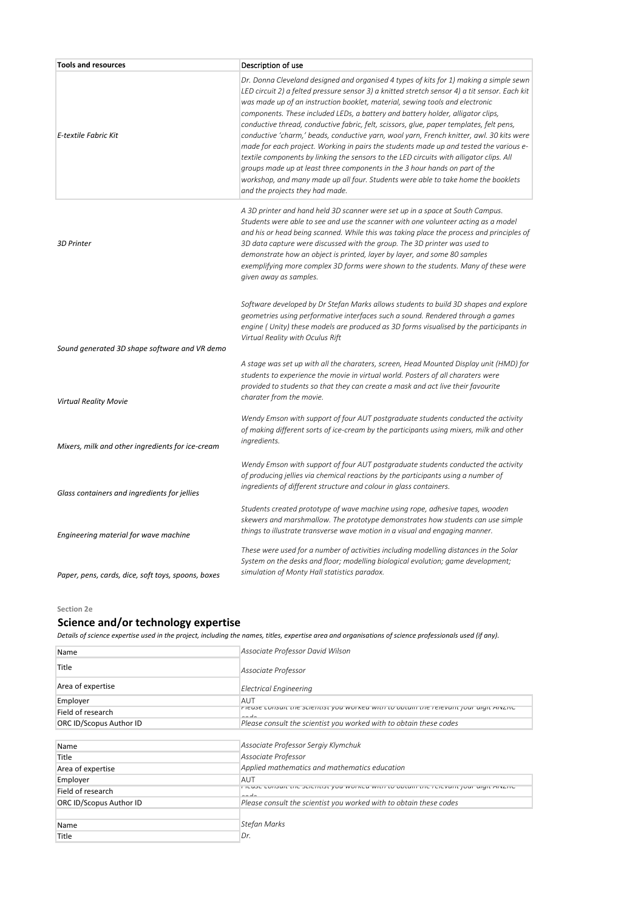| Tools and resources | Description of use |
|---|---|
| *E-textile Fabric Kit* | *Dr. Donna Cleveland designed and organised 4 types of kits for 1) making a simple sewn LED circuit 2) a felted pressure sensor 3) a knitted stretch sensor 4) a tit sensor. Each kit was made up of an instruction booklet, material, sewing tools and electronic components. These included LEDs, a battery and battery holder, alligator clips, conductive thread, conductive fabric, felt, scissors, glue, paper templates, felt pens, conductive 'charm,' beads, conductive yarn, wool yarn, French knitter, awl. 30 kits were made for each project. Working in pairs the students made up and tested the various e-textile components by linking the sensors to the LED circuits with alligator clips. All groups made up at least three components in the 3 hour hands on part of the workshop, and many made up all four. Students were able to take home the booklets and the projects they had made.* |
| *3D Printer* | *A 3D printer and hand held 3D scanner were set up in a space at South Campus. Students were able to see and use the scanner with one volunteer acting as a model and his or head being scanned. While this was taking place the process and principles of 3D data capture were discussed with the group. The 3D printer was used to demonstrate how an object is printed, layer by layer, and some 80 samples exemplifying more complex 3D forms were shown to the students. Many of these were given away as samples.* |
| *Sound generated 3D shape software and VR demo* | *Software developed by Dr Stefan Marks allows students to build 3D shapes and explore geometries using performative interfaces such a sound. Rendered through a games engine ( Unity) these models are produced as 3D forms visualised by the participants in Virtual Reality with Oculus Rift* |
| *Virtual Reality Movie* | *A stage was set up with all the charaters, screen, Head Mounted Display unit (HMD) for students to experience the movie in virtual world. Posters of all charaters were provided to students so that they can create a mask and act live their favourite charater from the movie.* |
| *Mixers, milk and other ingredients for ice-cream* | *Wendy Emson with support of four AUT postgraduate students conducted the activity of making different sorts of ice-cream by the participants using mixers, milk and other ingredients.* |
| *Glass containers and ingredients for jellies* | *Wendy Emson with support of four AUT postgraduate students conducted the activity of producing jellies via chemical reactions by the participants using a number of ingredients of different structure and colour in glass containers.* |
| *Engineering material for wave machine* | *Students created prototype of wave machine using rope, adhesive tapes, wooden skewers and marshmallow. The prototype demonstrates how students can use simple things to illustrate transverse wave motion in a visual and engaging manner.* |
| *Paper, pens, cards, dice, soft toys, spoons, boxes* | *These were used for a number of activities including modelling distances in the Solar System on the desks and floor; modelling biological evolution; game development; simulation of Monty Hall statistics paradox.* |

**Section 2e**

## Science and/or technology expertise

*Details of science expertise used in the project, including the names, titles, expertise area and organisations of science professionals used (if any).*

| | |
|---|---|
| Name | *Associate Professor David Wilson* |
| Title | *Associate Professor* |
| Area of expertise | *Electrical Engineering* |
| Employer | AUT |
| Field of research | *Please consult the scientist you worked with to obtain the relevant four digit ANZRC code* |
| ORC ID/Scopus Author ID | *Please consult the scientist you worked with to obtain these codes* |

| | |
|---|---|
| Name | *Associate Professor Sergiy Klymchuk* |
| Title | *Associate Professor* |
| Area of expertise | *Applied mathematics and mathematics education* |
| Employer | AUT |
| Field of research | *Please consult the scientist you worked with to obtain the relevant four digit ANZRC code* |
| ORC ID/Scopus Author ID | *Please consult the scientist you worked with to obtain these codes* |

| | |
|---|---|
| Name | *Stefan Marks* |
| Title | *Dr.* |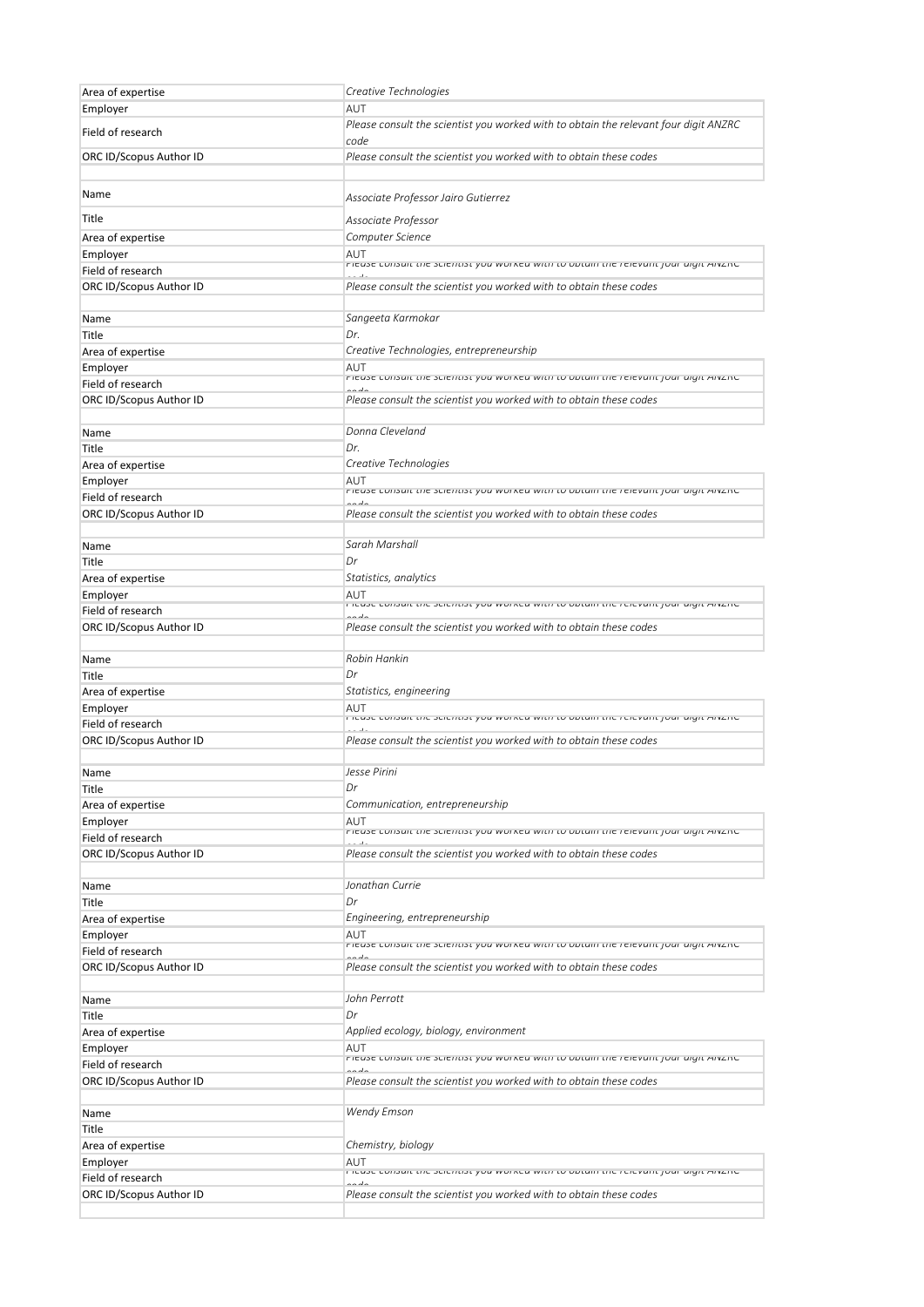| | |
|---|---|
| Area of expertise | *Creative Technologies* |
| Employer | AUT |
| Field of research | *Please consult the scientist you worked with to obtain the relevant four digit ANZRC code* |
| ORC ID/Scopus Author ID | *Please consult the scientist you worked with to obtain these codes* |
| | |
| Name | *Associate Professor Jairo Gutierrez* |
| Title | *Associate Professor* |
| Area of expertise | *Computer Science* |
| Employer | AUT |
| Field of research | *Please consult the scientist you worked with to obtain the relevant four digit ANZRC code* |
| ORC ID/Scopus Author ID | *Please consult the scientist you worked with to obtain these codes* |
| | |
| Name | *Sangeeta Karmokar* |
| Title | *Dr.* |
| Area of expertise | *Creative Technologies, entrepreneurship* |
| Employer | AUT |
| Field of research | *Please consult the scientist you worked with to obtain the relevant four digit ANZRC code* |
| ORC ID/Scopus Author ID | *Please consult the scientist you worked with to obtain these codes* |
| | |
| Name | *Donna Cleveland* |
| Title | *Dr.* |
| Area of expertise | *Creative Technologies* |
| Employer | AUT |
| Field of research | *Please consult the scientist you worked with to obtain the relevant four digit ANZRC code* |
| ORC ID/Scopus Author ID | *Please consult the scientist you worked with to obtain these codes* |
| | |
| Name | *Sarah Marshall* |
| Title | *Dr* |
| Area of expertise | *Statistics, analytics* |
| Employer | AUT |
| Field of research | *Please consult the scientist you worked with to obtain the relevant four digit ANZRC code* |
| ORC ID/Scopus Author ID | *Please consult the scientist you worked with to obtain these codes* |
| | |
| Name | *Robin Hankin* |
| Title | *Dr* |
| Area of expertise | *Statistics, engineering* |
| Employer | AUT |
| Field of research | *Please consult the scientist you worked with to obtain the relevant four digit ANZRC code* |
| ORC ID/Scopus Author ID | *Please consult the scientist you worked with to obtain these codes* |
| | |
| Name | *Jesse Pirini* |
| Title | *Dr* |
| Area of expertise | *Communication, entrepreneurship* |
| Employer | AUT |
| Field of research | *Please consult the scientist you worked with to obtain the relevant four digit ANZRC code* |
| ORC ID/Scopus Author ID | *Please consult the scientist you worked with to obtain these codes* |
| | |
| Name | *Jonathan Currie* |
| Title | *Dr* |
| Area of expertise | *Engineering, entrepreneurship* |
| Employer | AUT |
| Field of research | *Please consult the scientist you worked with to obtain the relevant four digit ANZRC code* |
| ORC ID/Scopus Author ID | *Please consult the scientist you worked with to obtain these codes* |
| | |
| Name | *John Perrott* |
| Title | *Dr* |
| Area of expertise | *Applied ecology, biology, environment* |
| Employer | AUT |
| Field of research | *Please consult the scientist you worked with to obtain the relevant four digit ANZRC code* |
| ORC ID/Scopus Author ID | *Please consult the scientist you worked with to obtain these codes* |
| | |
| Name | *Wendy Emson* |
| Title | |
| Area of expertise | *Chemistry, biology* |
| Employer | AUT |
| Field of research | *Please consult the scientist you worked with to obtain the relevant four digit ANZRC code* |
| ORC ID/Scopus Author ID | *Please consult the scientist you worked with to obtain these codes* |
| | |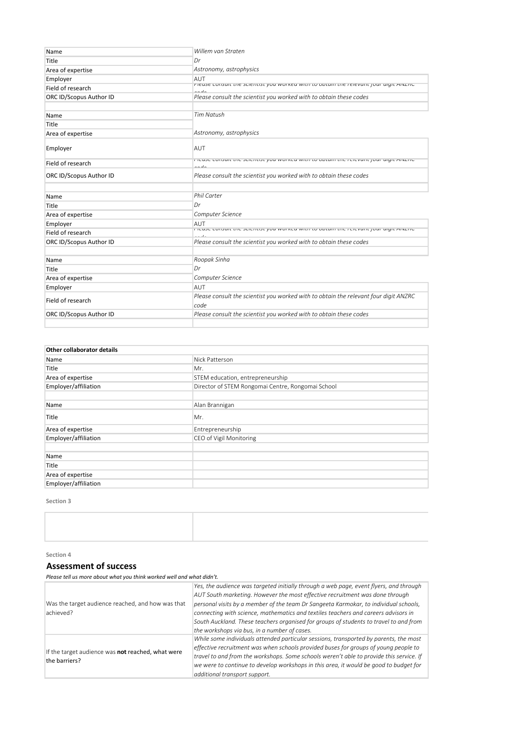| | |
|---|---|
| Name | *Willem van Straten* |
| Title | *Dr* |
| Area of expertise | *Astronomy, astrophysics* |
| Employer | AUT |
| Field of research | *Please consult the scientist you worked with to obtain the relevant four digit ANZRC code* |
| ORC ID/Scopus Author ID | *Please consult the scientist you worked with to obtain these codes* |
| | |
| Name | *Tim Natush* |
| Title | |
| Area of expertise | *Astronomy, astrophysics* |
| Employer | AUT |
| Field of research | *Please consult the scientist you worked with to obtain the relevant four digit ANZRC code* |
| ORC ID/Scopus Author ID | *Please consult the scientist you worked with to obtain these codes* |
| | |
| Name | *Phil Carter* |
| Title | *Dr* |
| Area of expertise | *Computer Science* |
| Employer | AUT |
| Field of research | *Please consult the scientist you worked with to obtain the relevant four digit ANZRC code* |
| ORC ID/Scopus Author ID | *Please consult the scientist you worked with to obtain these codes* |
| | |
| Name | *Roopak Sinha* |
| Title | *Dr* |
| Area of expertise | *Computer Science* |
| Employer | AUT |
| Field of research | *Please consult the scientist you worked with to obtain the relevant four digit ANZRC code* |
| ORC ID/Scopus Author ID | *Please consult the scientist you worked with to obtain these codes* |
| | |

| **Other collaborator details** | |
|---|---|
| Name | Nick Patterson |
| Title | Mr. |
| Area of expertise | STEM education, entrepreneurship |
| Employer/affiliation | Director of STEM Rongomai Centre, Rongomai School |
| | |
| Name | Alan Brannigan |
| Title | Mr. |
| Area of expertise | Entrepreneurship |
| Employer/affiliation | CEO of Vigil Monitoring |
| | |
| Name | |
| Title | |
| Area of expertise | |
| Employer/affiliation | |

**Section 3**

| | |
|---|---|
| | |

**Section 4**

## Assessment of success

***Please tell us more about what you think worked well and what didn't.***

| | |
|---|---|
| Was the target audience reached, and how was that achieved? | *Yes, the audience was targeted initially through a web page, event flyers, and through AUT South marketing. However the most effective recruitment was done through personal visits by a member of the team Dr Sangeeta Karmokar, to individual schools, connecting with science, mathematics and textiles teachers and careers advisors in South Auckland. These teachers organised for groups of students to travel to and from the workshops via bus, in a number of cases.* |
| If the target audience was **not** reached, what were the barriers? | *While some individuals attended particular sessions, transported by parents, the most effective recruitment was when schools provided buses for groups of young people to travel to and from the workshops. Some schools weren't able to provide this service. If we were to continue to develop workshops in this area, it would be good to budget for additional transport support.* |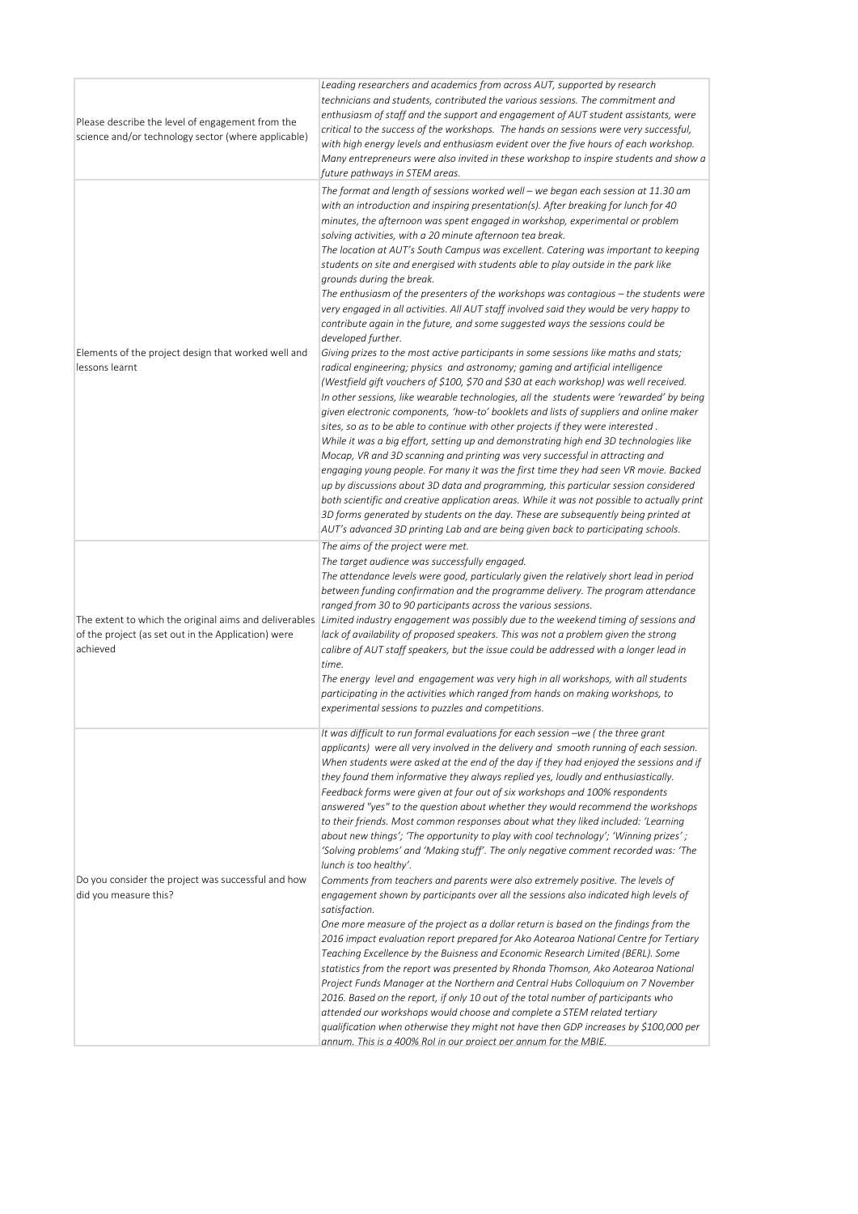| | |
|---|---|
| Please describe the level of engagement from the science and/or technology sector (where applicable) | *Leading researchers and academics from across AUT, supported by research technicians and students, contributed the various sessions. The commitment and enthusiasm of staff and the support and engagement of AUT student assistants, were critical to the success of the workshops. The hands on sessions were very successful, with high energy levels and enthusiasm evident over the five hours of each workshop. Many entrepreneurs were also invited in these workshop to inspire students and show a future pathways in STEM areas.* |
| Elements of the project design that worked well and lessons learnt | *The format and length of sessions worked well – we began each session at 11.30 am with an introduction and inspiring presentation(s). After breaking for lunch for 40 minutes, the afternoon was spent engaged in workshop, experimental or problem solving activities, with a 20 minute afternoon tea break.*<br>*The location at AUT's South Campus was excellent. Catering was important to keeping students on site and energised with students able to play outside in the park like grounds during the break.*<br>*The enthusiasm of the presenters of the workshops was contagious – the students were very engaged in all activities. All AUT staff involved said they would be very happy to contribute again in the future, and some suggested ways the sessions could be developed further.*<br>*Giving prizes to the most active participants in some sessions like maths and stats; radical engineering; physics and astronomy; gaming and artificial intelligence (Westfield gift vouchers of $100, $70 and $30 at each workshop) was well received.*<br>*In other sessions, like wearable technologies, all the students were 'rewarded' by being given electronic components, 'how-to' booklets and lists of suppliers and online maker sites, so as to be able to continue with other projects if they were interested .*<br>*While it was a big effort, setting up and demonstrating high end 3D technologies like Mocap, VR and 3D scanning and printing was very successful in attracting and engaging young people. For many it was the first time they had seen VR movie. Backed up by discussions about 3D data and programming, this particular session considered both scientific and creative application areas. While it was not possible to actually print 3D forms generated by students on the day. These are subsequently being printed at AUT's advanced 3D printing Lab and are being given back to participating schools.* |
| The extent to which the original aims and deliverables of the project (as set out in the Application) were achieved | *The aims of the project were met.*<br>*The target audience was successfully engaged.*<br>*The attendance levels were good, particularly given the relatively short lead in period between funding confirmation and the programme delivery. The program attendance ranged from 30 to 90 participants across the various sessions.*<br>*Limited industry engagement was possibly due to the weekend timing of sessions and lack of availability of proposed speakers. This was not a problem given the strong calibre of AUT staff speakers, but the issue could be addressed with a longer lead in time.*<br>*The energy level and engagement was very high in all workshops, with all students participating in the activities which ranged from hands on making workshops, to experimental sessions to puzzles and competitions.* |
| Do you consider the project was successful and how did you measure this? | *It was difficult to run formal evaluations for each session –we ( the three grant applicants) were all very involved in the delivery and smooth running of each session. When students were asked at the end of the day if they had enjoyed the sessions and if they found them informative they always replied yes, loudly and enthusiastically. Feedback forms were given at four out of six workshops and 100% respondents answered "yes" to the question about whether they would recommend the workshops to their friends. Most common responses about what they liked included: 'Learning about new things'; 'The opportunity to play with cool technology'; 'Winning prizes' ; 'Solving problems' and 'Making stuff'. The only negative comment recorded was: 'The lunch is too healthy'.*<br>*Comments from teachers and parents were also extremely positive. The levels of engagement shown by participants over all the sessions also indicated high levels of satisfaction.*<br>*One more measure of the project as a dollar return is based on the findings from the 2016 impact evaluation report prepared for Ako Aotearoa National Centre for Tertiary Teaching Excellence by the Buisness and Economic Research Limited (BERL). Some statistics from the report was presented by Rhonda Thomson, Ako Aotearoa National Project Funds Manager at the Northern and Central Hubs Colloquium on 7 November 2016. Based on the report, if only 10 out of the total number of participants who attended our workshops would choose and complete a STEM related tertiary qualification when otherwise they might not have then GDP increases by $100,000 per annum. This is a 400% RoI in our project per annum for the MBIE.* |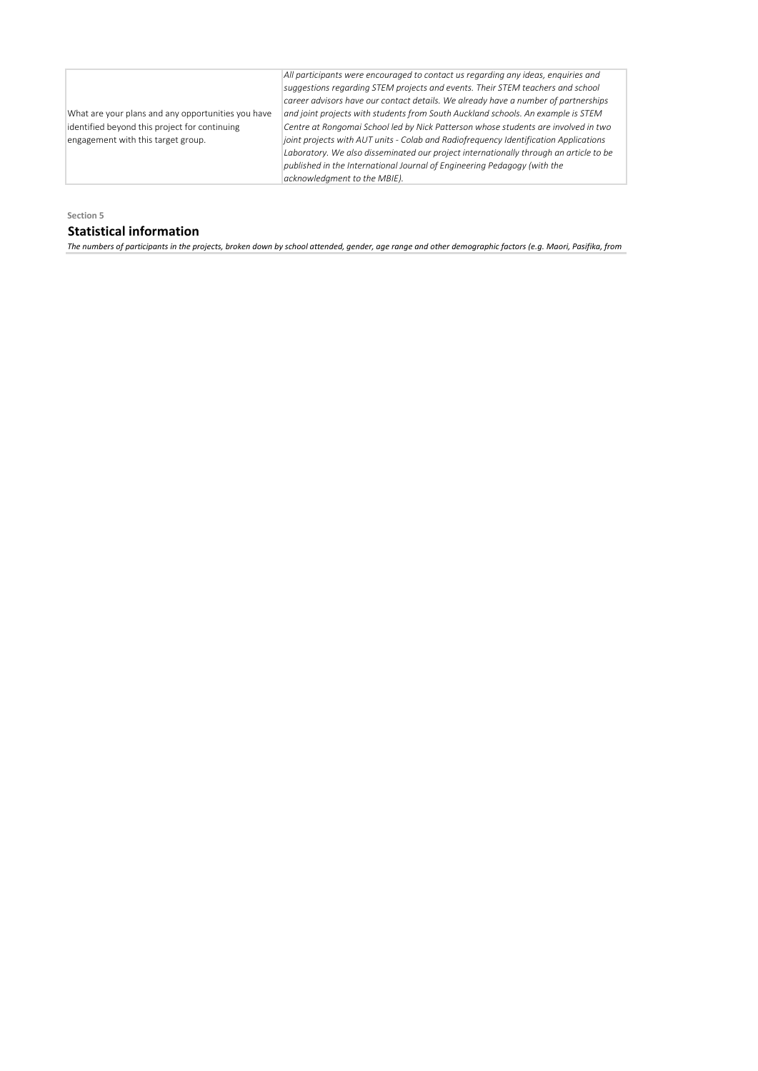| | |
|---|---|
| What are your plans and any opportunities you have identified beyond this project for continuing engagement with this target group. | *All participants were encouraged to contact us regarding any ideas, enquiries and suggestions regarding STEM projects and events. Their STEM teachers and school career advisors have our contact details. We already have a number of partnerships and joint projects with students from South Auckland schools. An example is STEM Centre at Rongomai School led by Nick Patterson whose students are involved in two joint projects with AUT units - Colab and Radiofrequency Identification Applications Laboratory. We also disseminated our project internationally through an article to be published in the International Journal of Engineering Pedagogy (with the acknowledgment to the MBIE).* |

Section 5

## Statistical information

*The numbers of participants in the projects, broken down by school attended, gender, age range and other demographic factors (e.g. Maori, Pasifika, from*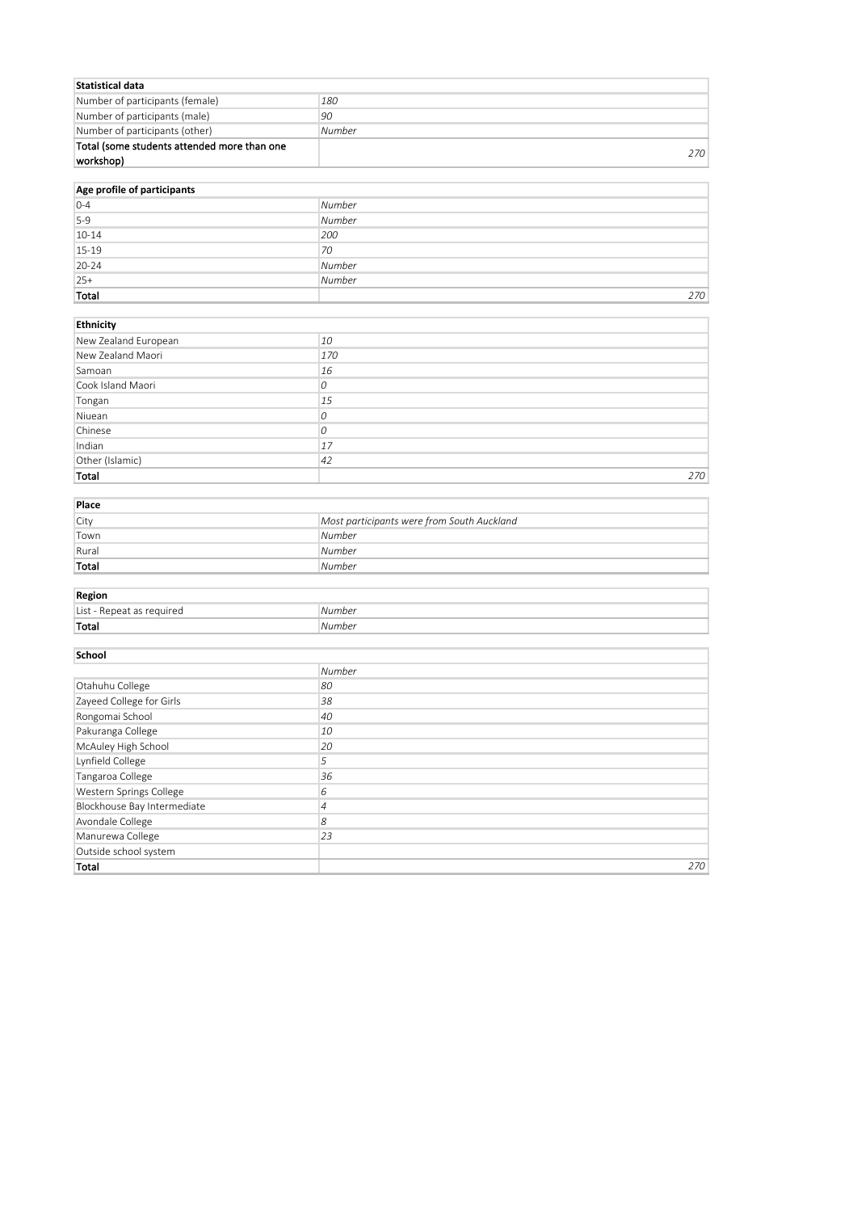| Statistical data | |
|---|---|
| Number of participants (female) | 180 |
| Number of participants (male) | 90 |
| Number of participants (other) | Number |
| **Total (some students attended more than one workshop)** | 270 |

| Age profile of participants | |
|---|---|
| 0-4 | Number |
| 5-9 | Number |
| 10-14 | 200 |
| 15-19 | 70 |
| 20-24 | Number |
| 25+ | Number |
| **Total** | 270 |

| Ethnicity | |
|---|---|
| New Zealand European | 10 |
| New Zealand Maori | 170 |
| Samoan | 16 |
| Cook Island Maori | 0 |
| Tongan | 15 |
| Niuean | 0 |
| Chinese | 0 |
| Indian | 17 |
| Other (Islamic) | 42 |
| **Total** | 270 |

| Place | |
|---|---|
| City | Most participants were from South Auckland |
| Town | Number |
| Rural | Number |
| **Total** | Number |

| Region | |
|---|---|
| List - Repeat as required | Number |
| **Total** | Number |

| School | |
|---|---|
| | Number |
| Otahuhu College | 80 |
| Zayeed College for Girls | 38 |
| Rongomai School | 40 |
| Pakuranga College | 10 |
| McAuley High School | 20 |
| Lynfield College | 5 |
| Tangaroa College | 36 |
| Western Springs College | 6 |
| Blockhouse Bay Intermediate | 4 |
| Avondale College | 8 |
| Manurewa College | 23 |
| Outside school system | |
| **Total** | 270 |